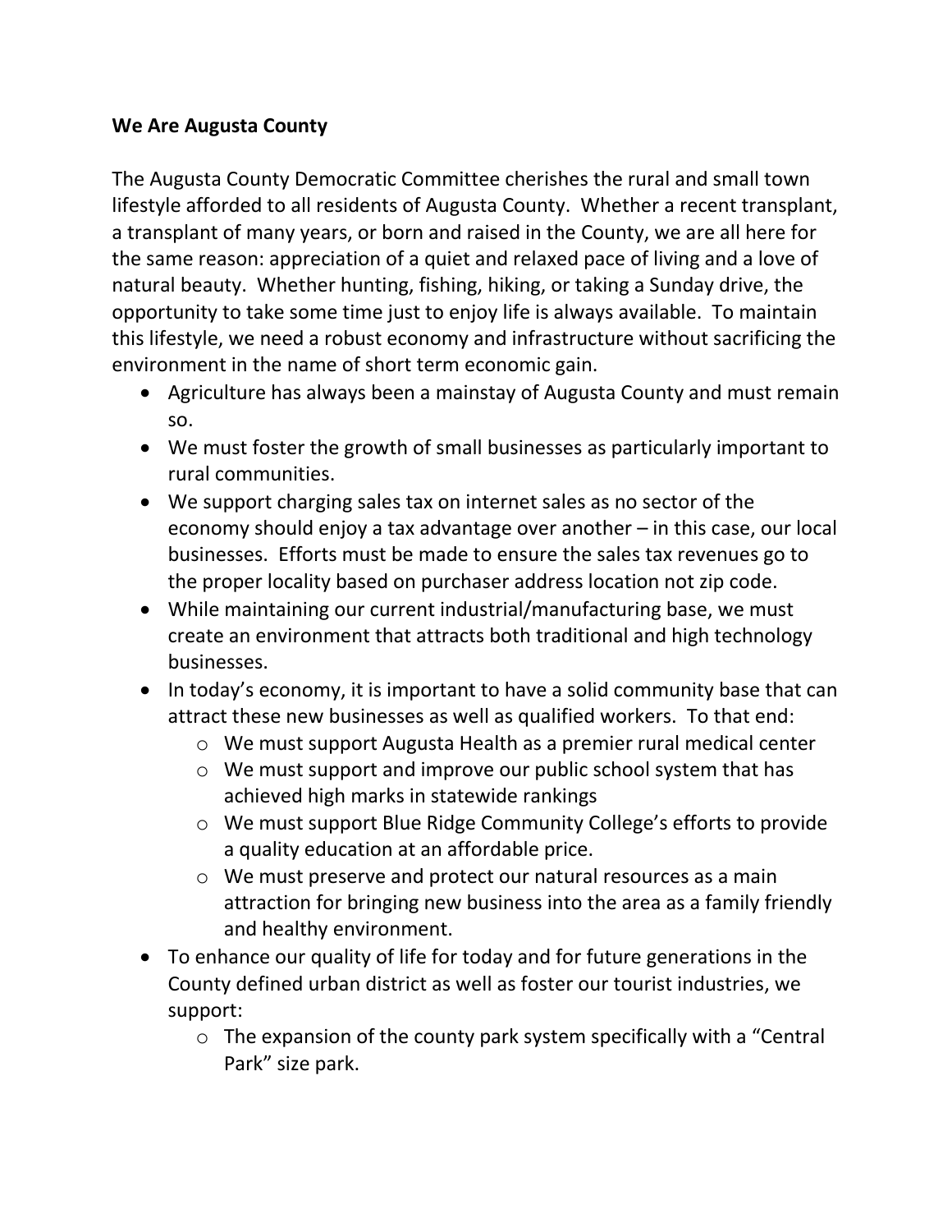**We Are Augusta County**

The Augusta County Democratic Committee cherishes the rural and small town lifestyle afforded to all residents of Augusta County. Whether a recent transplant, a transplant of many years, or born and raised in the County, we are all here for the same reason: appreciation of a quiet and relaxed pace of living and a love of natural beauty. Whether hunting, fishing, hiking, or taking a Sunday drive, the opportunity to take some time just to enjoy life is always available. To maintain this lifestyle, we need a robust economy and infrastructure without sacrificing the environment in the name of short term economic gain.

- Agriculture has always been a mainstay of Augusta County and must remain so.
- We must foster the growth of small businesses as particularly important to rural communities.
- We support charging sales tax on internet sales as no sector of the economy should enjoy a tax advantage over another – in this case, our local businesses. Efforts must be made to ensure the sales tax revenues go to the proper locality based on purchaser address location not zip code.
- While maintaining our current industrial/manufacturing base, we must create an environment that attracts both traditional and high technology businesses.
- In today's economy, it is important to have a solid community base that can attract these new businesses as well as qualified workers. To that end:
  - We must support Augusta Health as a premier rural medical center
  - We must support and improve our public school system that has achieved high marks in statewide rankings
  - We must support Blue Ridge Community College's efforts to provide a quality education at an affordable price.
  - We must preserve and protect our natural resources as a main attraction for bringing new business into the area as a family friendly and healthy environment.
- To enhance our quality of life for today and for future generations in the County defined urban district as well as foster our tourist industries, we support:
  - The expansion of the county park system specifically with a "Central Park" size park.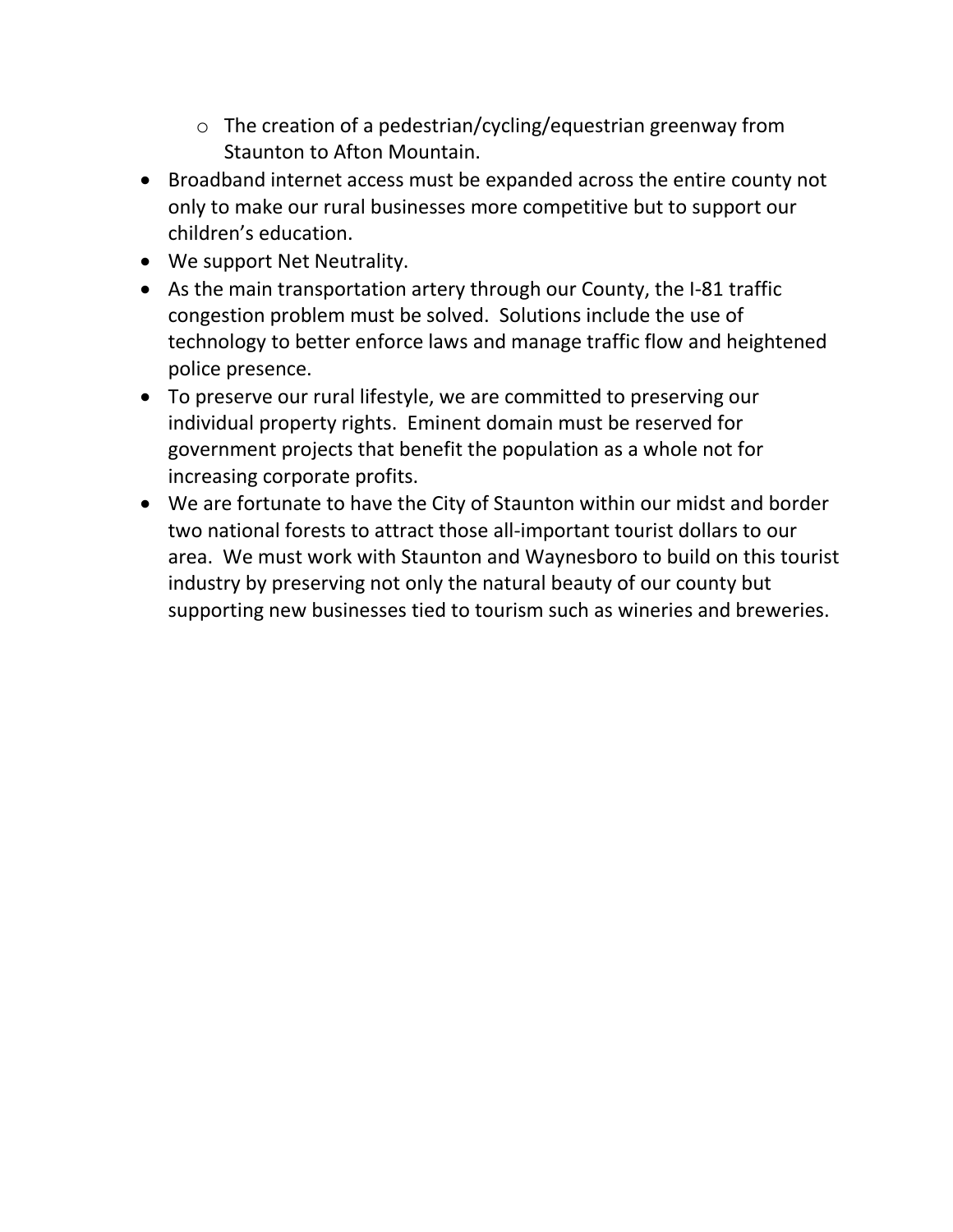- The creation of a pedestrian/cycling/equestrian greenway from Staunton to Afton Mountain.
- Broadband internet access must be expanded across the entire county not only to make our rural businesses more competitive but to support our children's education.
- We support Net Neutrality.
- As the main transportation artery through our County, the I-81 traffic congestion problem must be solved. Solutions include the use of technology to better enforce laws and manage traffic flow and heightened police presence.
- To preserve our rural lifestyle, we are committed to preserving our individual property rights. Eminent domain must be reserved for government projects that benefit the population as a whole not for increasing corporate profits.
- We are fortunate to have the City of Staunton within our midst and border two national forests to attract those all-important tourist dollars to our area. We must work with Staunton and Waynesboro to build on this tourist industry by preserving not only the natural beauty of our county but supporting new businesses tied to tourism such as wineries and breweries.